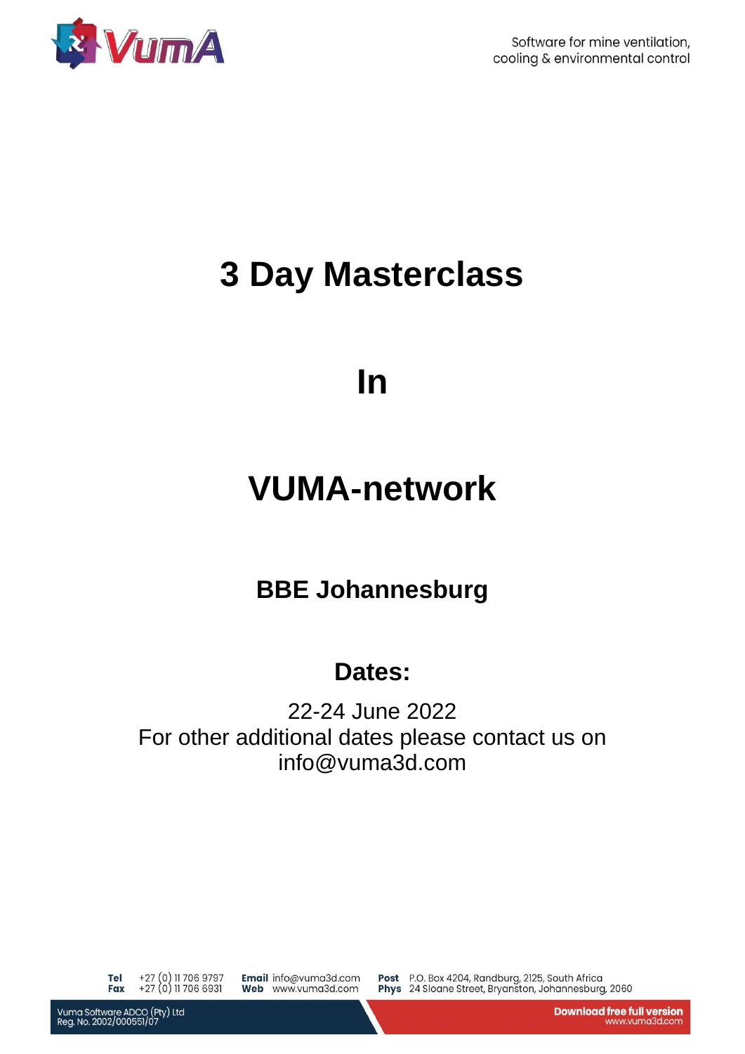# 3 Day Masterclass

# In

# VUMA-network

## BBE Johannesburg

## Dates:

22-24 June 2022
For other additional dates please contact us on info@vuma3d.com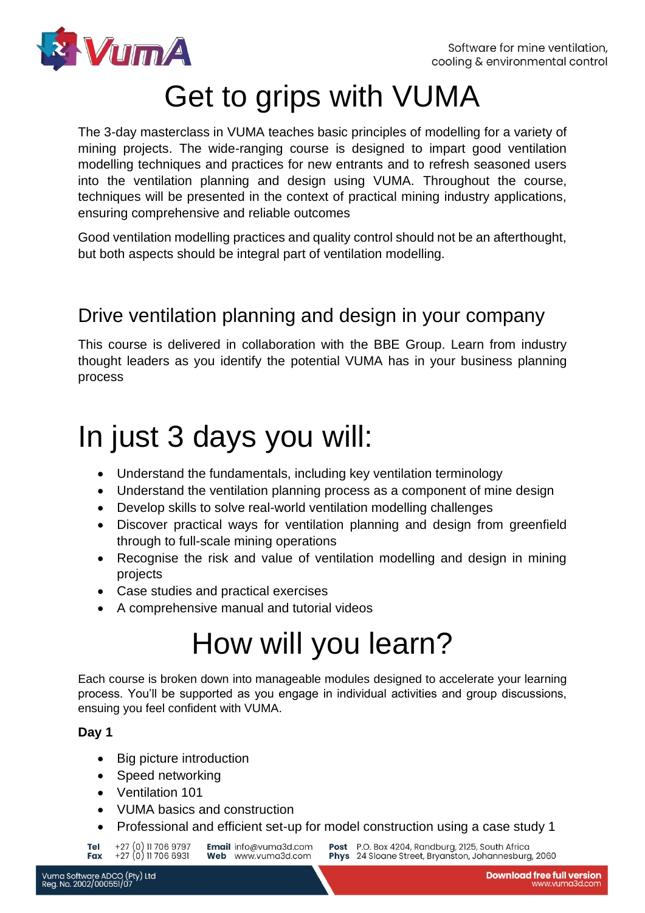# Get to grips with VUMA

The 3-day masterclass in VUMA teaches basic principles of modelling for a variety of mining projects. The wide-ranging course is designed to impart good ventilation modelling techniques and practices for new entrants and to refresh seasoned users into the ventilation planning and design using VUMA. Throughout the course, techniques will be presented in the context of practical mining industry applications, ensuring comprehensive and reliable outcomes

Good ventilation modelling practices and quality control should not be an afterthought, but both aspects should be integral part of ventilation modelling.

## Drive ventilation planning and design in your company

This course is delivered in collaboration with the BBE Group. Learn from industry thought leaders as you identify the potential VUMA has in your business planning process

# In just 3 days you will:

- Understand the fundamentals, including key ventilation terminology
- Understand the ventilation planning process as a component of mine design
- Develop skills to solve real-world ventilation modelling challenges
- Discover practical ways for ventilation planning and design from greenfield through to full-scale mining operations
- Recognise the risk and value of ventilation modelling and design in mining projects
- Case studies and practical exercises
- A comprehensive manual and tutorial videos

# How will you learn?

Each course is broken down into manageable modules designed to accelerate your learning process. You'll be supported as you engage in individual activities and group discussions, ensuring you feel confident with VUMA.

**Day 1**

- Big picture introduction
- Speed networking
- Ventilation 101
- VUMA basics and construction
- Professional and efficient set-up for model construction using a case study 1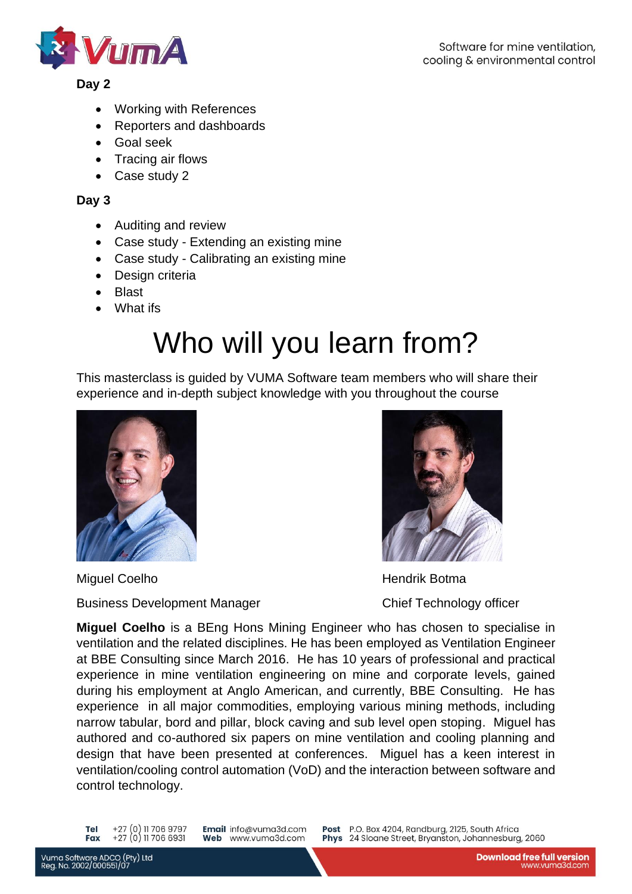**Day 2**

- Working with References
- Reporters and dashboards
- Goal seek
- Tracing air flows
- Case study 2

**Day 3**

- Auditing and review
- Case study - Extending an existing mine
- Case study - Calibrating an existing mine
- Design criteria
- Blast
- What ifs

# Who will you learn from?

This masterclass is guided by VUMA Software team members who will share their experience and in-depth subject knowledge with you throughout the course

Miguel Coelho

Business Development Manager

Hendrik Botma

Chief Technology officer

**Miguel Coelho** is a BEng Hons Mining Engineer who has chosen to specialise in ventilation and the related disciplines. He has been employed as Ventilation Engineer at BBE Consulting since March 2016. He has 10 years of professional and practical experience in mine ventilation engineering on mine and corporate levels, gained during his employment at Anglo American, and currently, BBE Consulting. He has experience in all major commodities, employing various mining methods, including narrow tabular, bord and pillar, block caving and sub level open stoping. Miguel has authored and co-authored six papers on mine ventilation and cooling planning and design that have been presented at conferences. Miguel has a keen interest in ventilation/cooling control automation (VoD) and the interaction between software and control technology.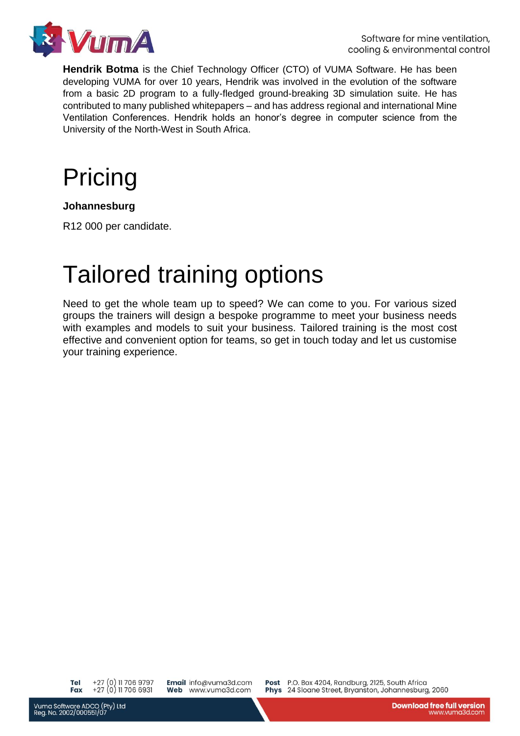**Hendrik Botma** is the Chief Technology Officer (CTO) of VUMA Software. He has been developing VUMA for over 10 years, Hendrik was involved in the evolution of the software from a basic 2D program to a fully-fledged ground-breaking 3D simulation suite. He has contributed to many published whitepapers – and has address regional and international Mine Ventilation Conferences. Hendrik holds an honor's degree in computer science from the University of the North-West in South Africa.

# Pricing

**Johannesburg**

R12 000 per candidate.

# Tailored training options

Need to get the whole team up to speed? We can come to you. For various sized groups the trainers will design a bespoke programme to meet your business needs with examples and models to suit your business. Tailored training is the most cost effective and convenient option for teams, so get in touch today and let us customise your training experience.